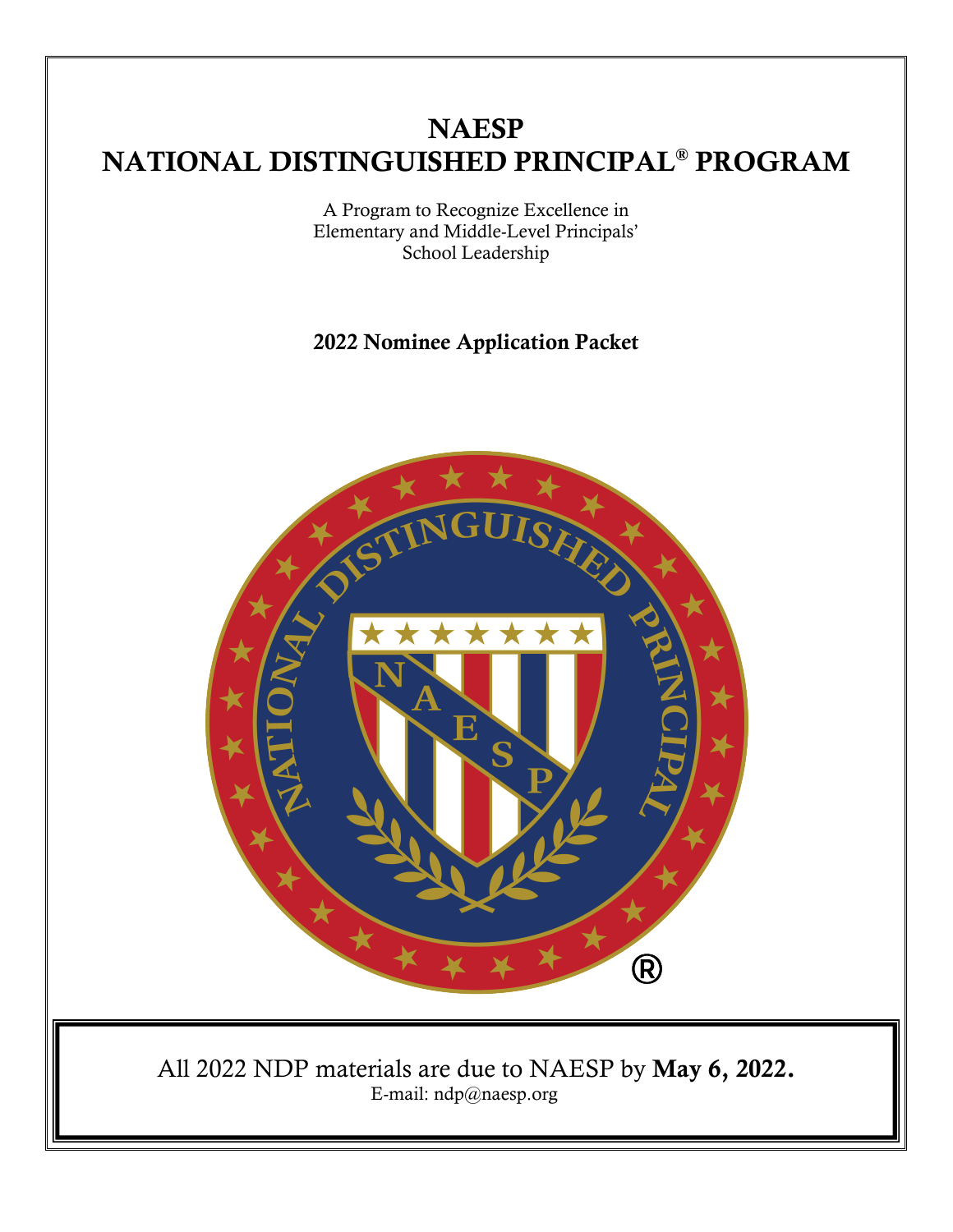# NAESP
# NATIONAL DISTINGUISHED PRINCIPAL® PROGRAM

A Program to Recognize Excellence in
Elementary and Middle-Level Principals'
School Leadership

**2022 Nominee Application Packet**

All 2022 NDP materials are due to NAESP by **May 6, 2022.**
E-mail: ndp@naesp.org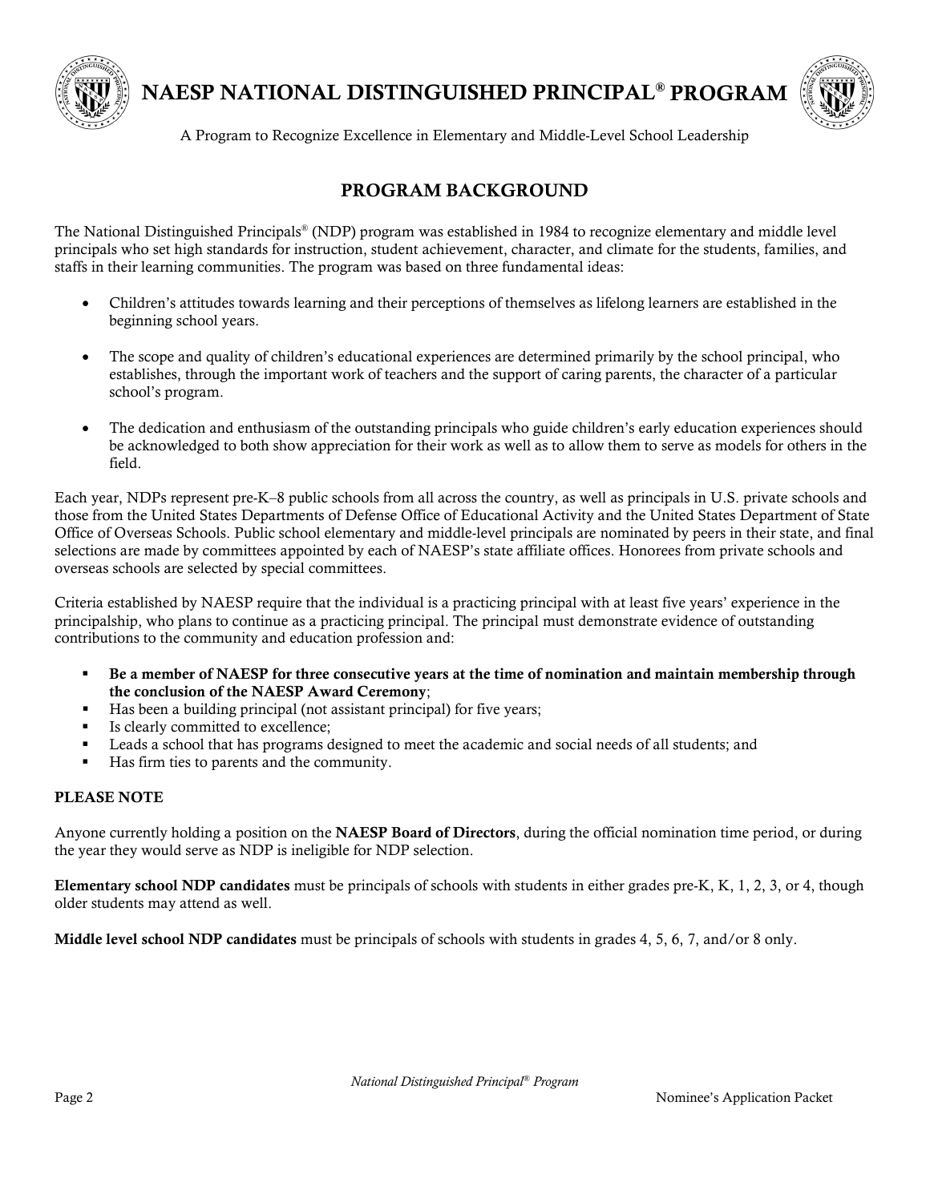# NAESP NATIONAL DISTINGUISHED PRINCIPAL® PROGRAM

A Program to Recognize Excellence in Elementary and Middle-Level School Leadership

## PROGRAM BACKGROUND

The National Distinguished Principals® (NDP) program was established in 1984 to recognize elementary and middle level principals who set high standards for instruction, student achievement, character, and climate for the students, families, and staffs in their learning communities. The program was based on three fundamental ideas:

- Children's attitudes towards learning and their perceptions of themselves as lifelong learners are established in the beginning school years.
- The scope and quality of children's educational experiences are determined primarily by the school principal, who establishes, through the important work of teachers and the support of caring parents, the character of a particular school's program.
- The dedication and enthusiasm of the outstanding principals who guide children's early education experiences should be acknowledged to both show appreciation for their work as well as to allow them to serve as models for others in the field.

Each year, NDPs represent pre-K–8 public schools from all across the country, as well as principals in U.S. private schools and those from the United States Departments of Defense Office of Educational Activity and the United States Department of State Office of Overseas Schools. Public school elementary and middle-level principals are nominated by peers in their state, and final selections are made by committees appointed by each of NAESP's state affiliate offices. Honorees from private schools and overseas schools are selected by special committees.

Criteria established by NAESP require that the individual is a practicing principal with at least five years' experience in the principalship, who plans to continue as a practicing principal. The principal must demonstrate evidence of outstanding contributions to the community and education profession and:

- **Be a member of NAESP for three consecutive years at the time of nomination and maintain membership through the conclusion of the NAESP Award Ceremony**;
- Has been a building principal (not assistant principal) for five years;
- Is clearly committed to excellence;
- Leads a school that has programs designed to meet the academic and social needs of all students; and
- Has firm ties to parents and the community.

### PLEASE NOTE

Anyone currently holding a position on the **NAESP Board of Directors**, during the official nomination time period, or during the year they would serve as NDP is ineligible for NDP selection.

**Elementary school NDP candidates** must be principals of schools with students in either grades pre-K, K, 1, 2, 3, or 4, though older students may attend as well.

**Middle level school NDP candidates** must be principals of schools with students in grades 4, 5, 6, 7, and/or 8 only.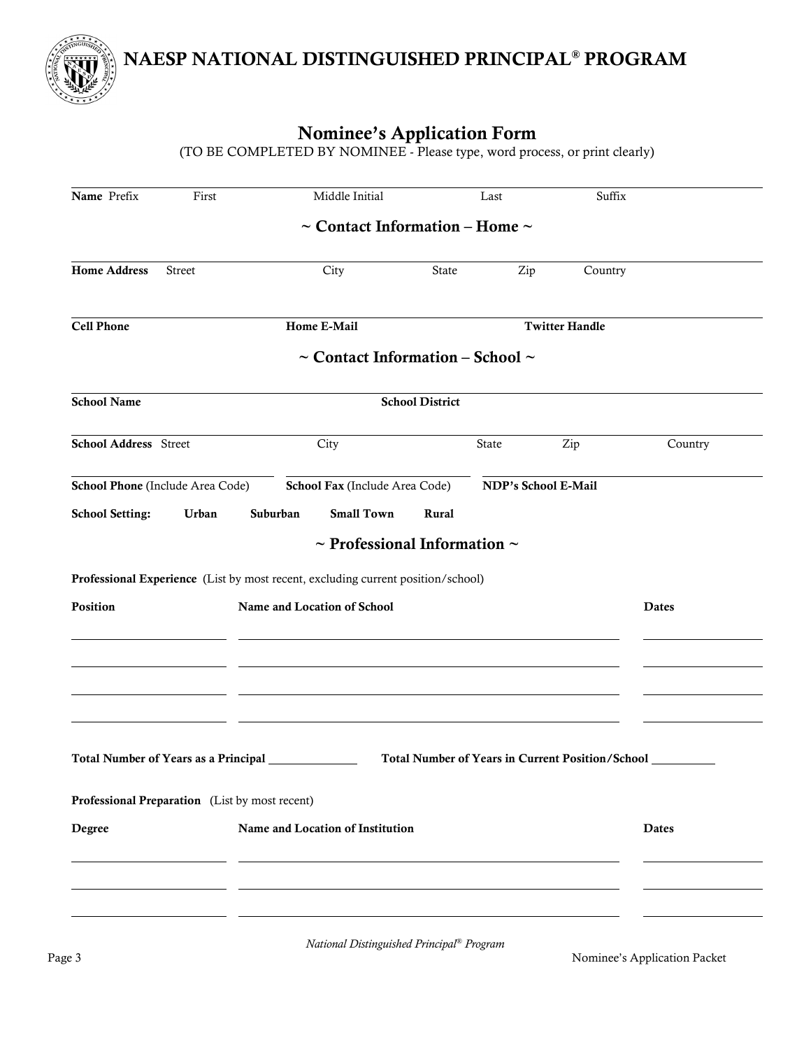# NAESP NATIONAL DISTINGUISHED PRINCIPAL® PROGRAM

## Nominee's Application Form

(TO BE COMPLETED BY NOMINEE - Please type, word process, or print clearly)

**Name** Prefix First Middle Initial Last Suffix

### ~ Contact Information – Home ~

**Home Address** Street City State Zip Country

**Cell Phone** **Home E-Mail** **Twitter Handle**

### ~ Contact Information – School ~

**School Name** **School District**

**School Address** Street City State Zip Country

**School Phone** (Include Area Code) **School Fax** (Include Area Code) **NDP's School E-Mail**

**School Setting:** **Urban** **Suburban** **Small Town** **Rural**

### ~ Professional Information ~

**Professional Experience** (List by most recent, excluding current position/school)

| Position | Name and Location of School | Dates |
|---|---|---|
| | | |
| | | |
| | | |
| | | |

**Total Number of Years as a Principal** ______________ **Total Number of Years in Current Position/School** __________

**Professional Preparation** (List by most recent)

| Degree | Name and Location of Institution | Dates |
|---|---|---|
| | | |
| | | |
| | | |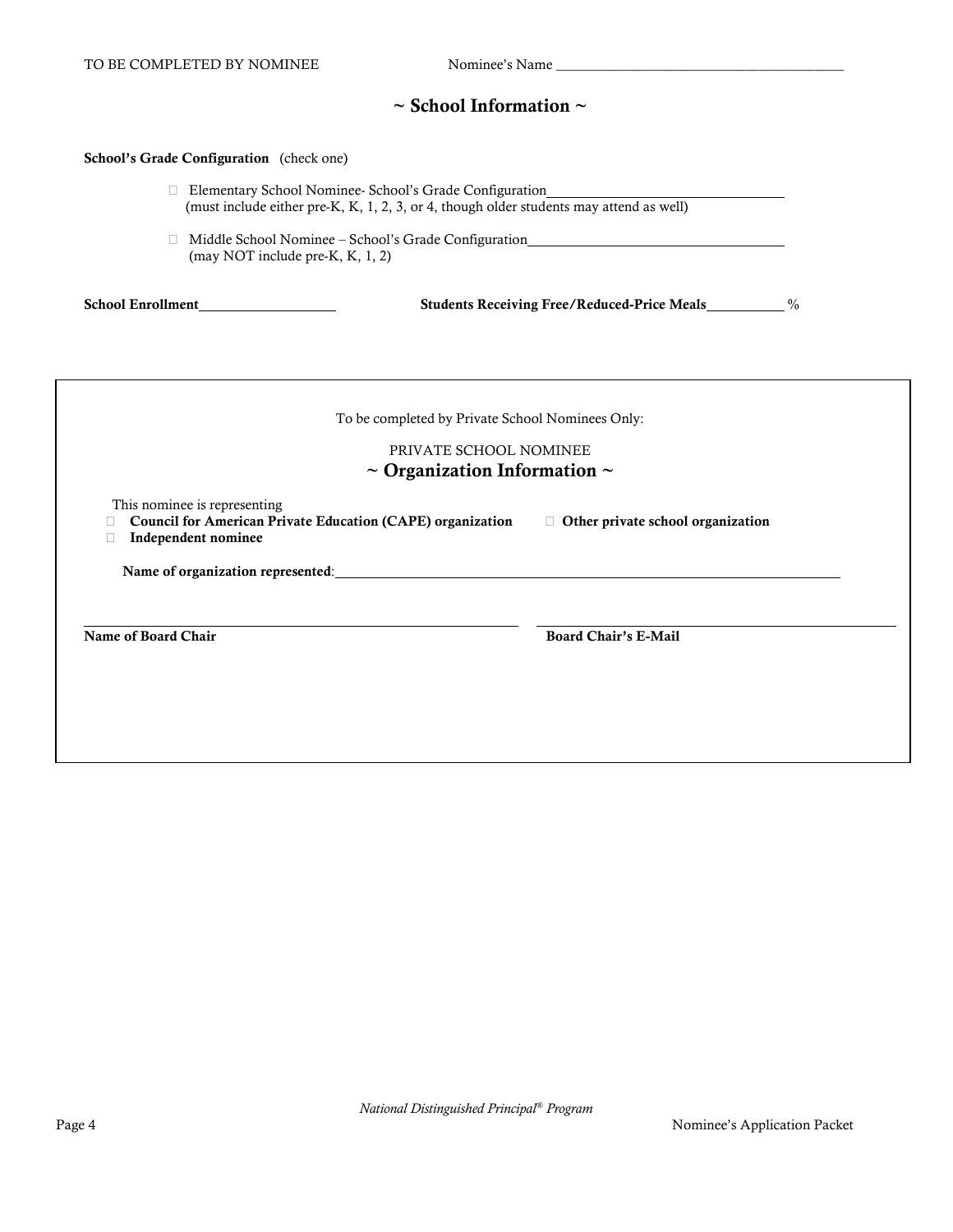TO BE COMPLETED BY NOMINEE Nominee's Name ________________________________________

## ~ School Information ~

**School's Grade Configuration** (check one)

- ☐ Elementary School Nominee- School's Grade Configuration________________________________
  (must include either pre-K, K, 1, 2, 3, or 4, though older students may attend as well)

- ☐ Middle School Nominee – School's Grade Configuration________________________________
  (may NOT include pre-K, K, 1, 2)

**School Enrollment**__________________ **Students Receiving Free/Reduced-Price Meals**__________ %

To be completed by Private School Nominees Only:

PRIVATE SCHOOL NOMINEE

### ~ Organization Information ~

This nominee is representing

- ☐ **Council for American Private Education (CAPE) organization**
- ☐ **Other private school organization**
- ☐ **Independent nominee**

**Name of organization represented**:________________________________________________________________

________________________________________ ________________________________________

**Name of Board Chair** **Board Chair's E-Mail**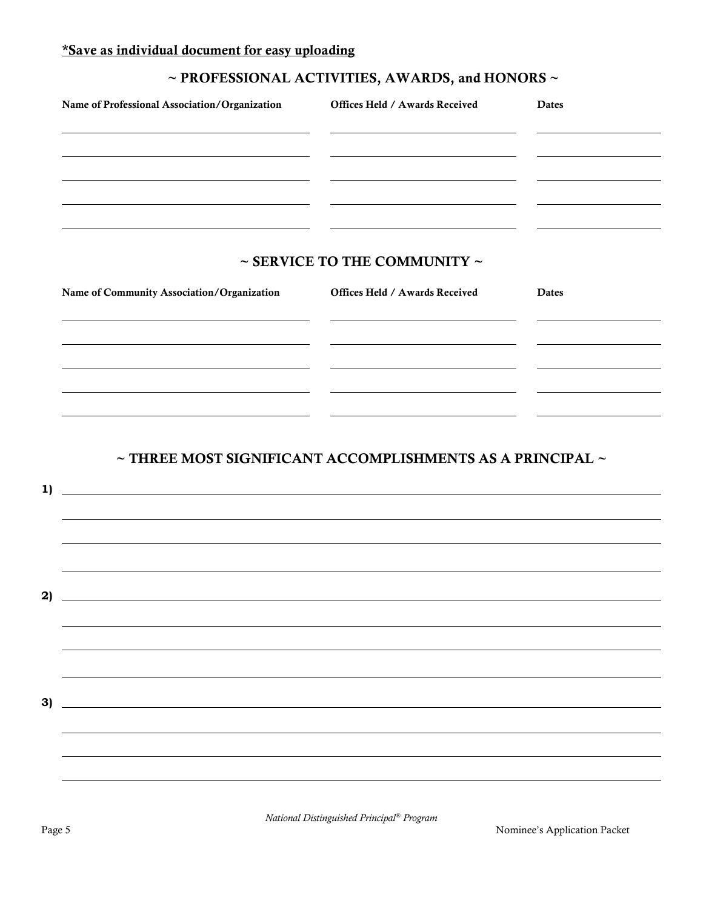**<u>*Save as individual document for easy uploading</u>**

## ~ PROFESSIONAL ACTIVITIES, AWARDS, and HONORS ~

| Name of Professional Association/Organization | Offices Held / Awards Received | Dates |
|---|---|---|
| | | |
| | | |
| | | |
| | | |
| | | |

## ~ SERVICE TO THE COMMUNITY ~

| Name of Community Association/Organization | Offices Held / Awards Received | Dates |
|---|---|---|
| | | |
| | | |
| | | |
| | | |
| | | |

## ~ THREE MOST SIGNIFICANT ACCOMPLISHMENTS AS A PRINCIPAL ~

1) ______________________________

2) ______________________________

3) ______________________________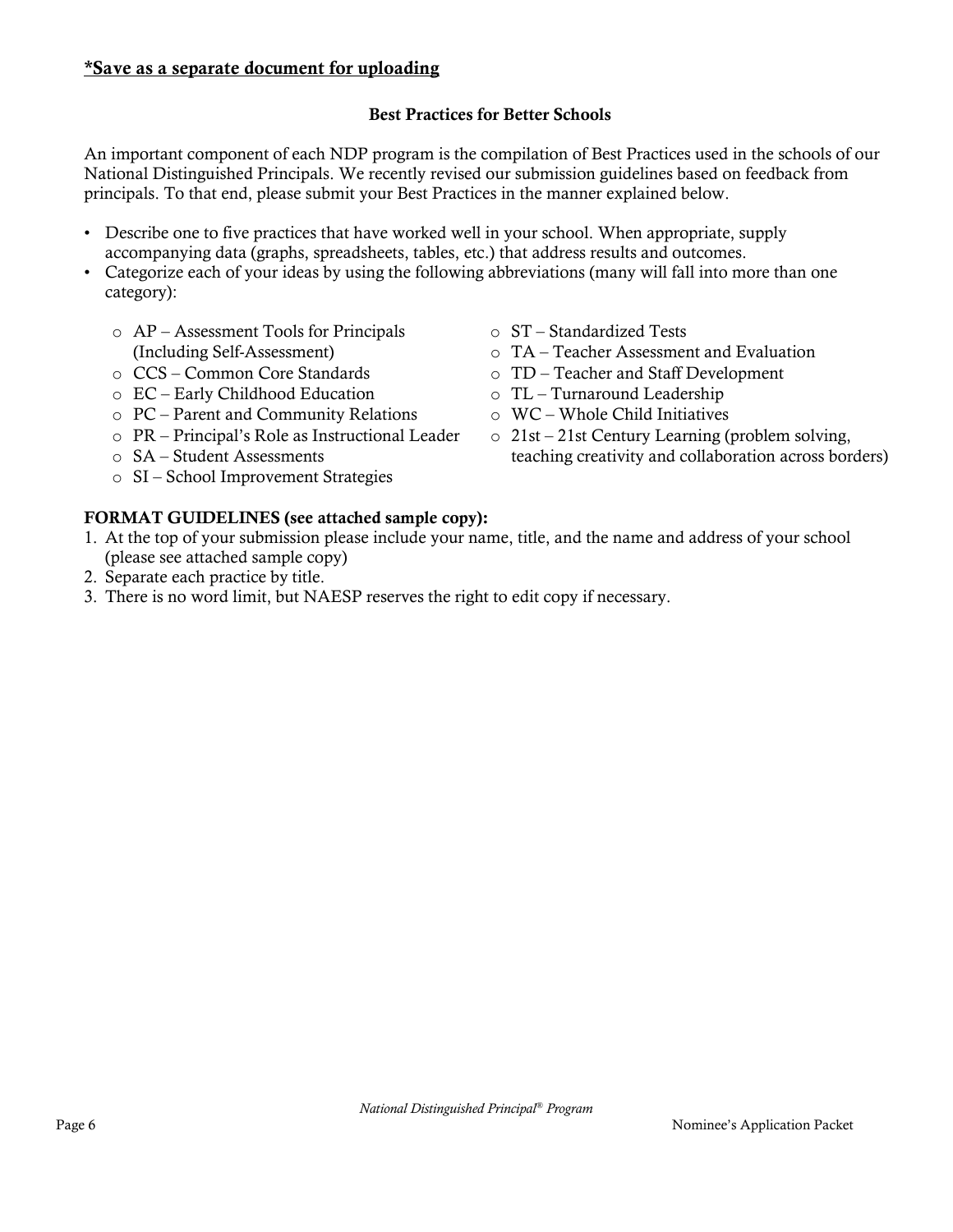***Save as a separate document for uploading**

## Best Practices for Better Schools

An important component of each NDP program is the compilation of Best Practices used in the schools of our National Distinguished Principals. We recently revised our submission guidelines based on feedback from principals. To that end, please submit your Best Practices in the manner explained below.

- Describe one to five practices that have worked well in your school. When appropriate, supply accompanying data (graphs, spreadsheets, tables, etc.) that address results and outcomes.
- Categorize each of your ideas by using the following abbreviations (many will fall into more than one category):
  - AP – Assessment Tools for Principals (Including Self-Assessment)
  - CCS – Common Core Standards
  - EC – Early Childhood Education
  - PC – Parent and Community Relations
  - PR – Principal's Role as Instructional Leader
  - SA – Student Assessments
  - SI – School Improvement Strategies
  - ST – Standardized Tests
  - TA – Teacher Assessment and Evaluation
  - TD – Teacher and Staff Development
  - TL – Turnaround Leadership
  - WC – Whole Child Initiatives
  - 21st – 21st Century Learning (problem solving, teaching creativity and collaboration across borders)

**FORMAT GUIDELINES (see attached sample copy):**

1. At the top of your submission please include your name, title, and the name and address of your school (please see attached sample copy)
2. Separate each practice by title.
3. There is no word limit, but NAESP reserves the right to edit copy if necessary.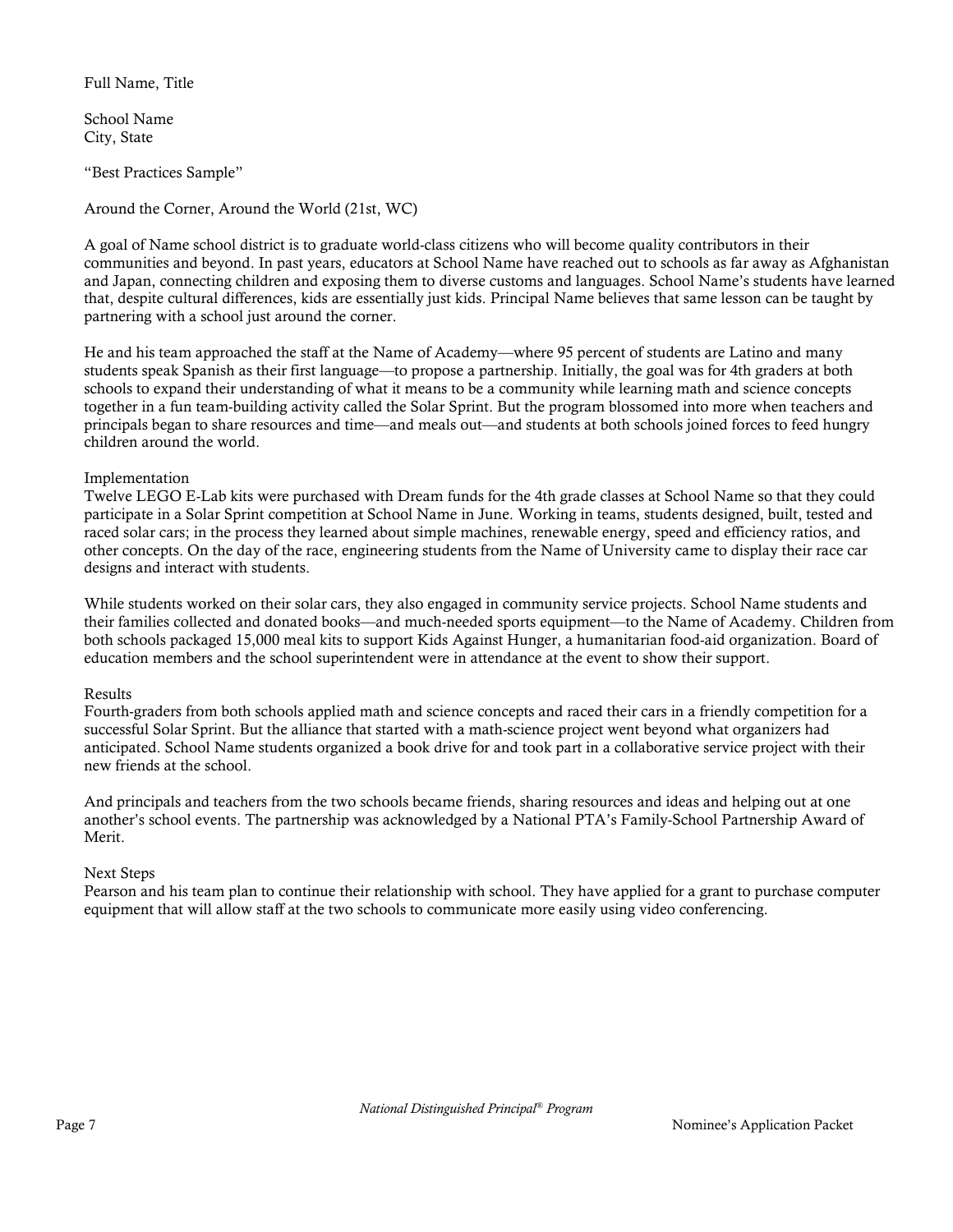Full Name, Title

School Name
City, State

"Best Practices Sample"

Around the Corner, Around the World (21st, WC)

A goal of Name school district is to graduate world-class citizens who will become quality contributors in their communities and beyond. In past years, educators at School Name have reached out to schools as far away as Afghanistan and Japan, connecting children and exposing them to diverse customs and languages. School Name's students have learned that, despite cultural differences, kids are essentially just kids. Principal Name believes that same lesson can be taught by partnering with a school just around the corner.

He and his team approached the staff at the Name of Academy—where 95 percent of students are Latino and many students speak Spanish as their first language—to propose a partnership. Initially, the goal was for 4th graders at both schools to expand their understanding of what it means to be a community while learning math and science concepts together in a fun team-building activity called the Solar Sprint. But the program blossomed into more when teachers and principals began to share resources and time—and meals out—and students at both schools joined forces to feed hungry children around the world.

Implementation
Twelve LEGO E-Lab kits were purchased with Dream funds for the 4th grade classes at School Name so that they could participate in a Solar Sprint competition at School Name in June. Working in teams, students designed, built, tested and raced solar cars; in the process they learned about simple machines, renewable energy, speed and efficiency ratios, and other concepts. On the day of the race, engineering students from the Name of University came to display their race car designs and interact with students.

While students worked on their solar cars, they also engaged in community service projects. School Name students and their families collected and donated books—and much-needed sports equipment—to the Name of Academy. Children from both schools packaged 15,000 meal kits to support Kids Against Hunger, a humanitarian food-aid organization. Board of education members and the school superintendent were in attendance at the event to show their support.

Results
Fourth-graders from both schools applied math and science concepts and raced their cars in a friendly competition for a successful Solar Sprint. But the alliance that started with a math-science project went beyond what organizers had anticipated. School Name students organized a book drive for and took part in a collaborative service project with their new friends at the school.

And principals and teachers from the two schools became friends, sharing resources and ideas and helping out at one another's school events. The partnership was acknowledged by a National PTA's Family-School Partnership Award of Merit.

Next Steps
Pearson and his team plan to continue their relationship with school. They have applied for a grant to purchase computer equipment that will allow staff at the two schools to communicate more easily using video conferencing.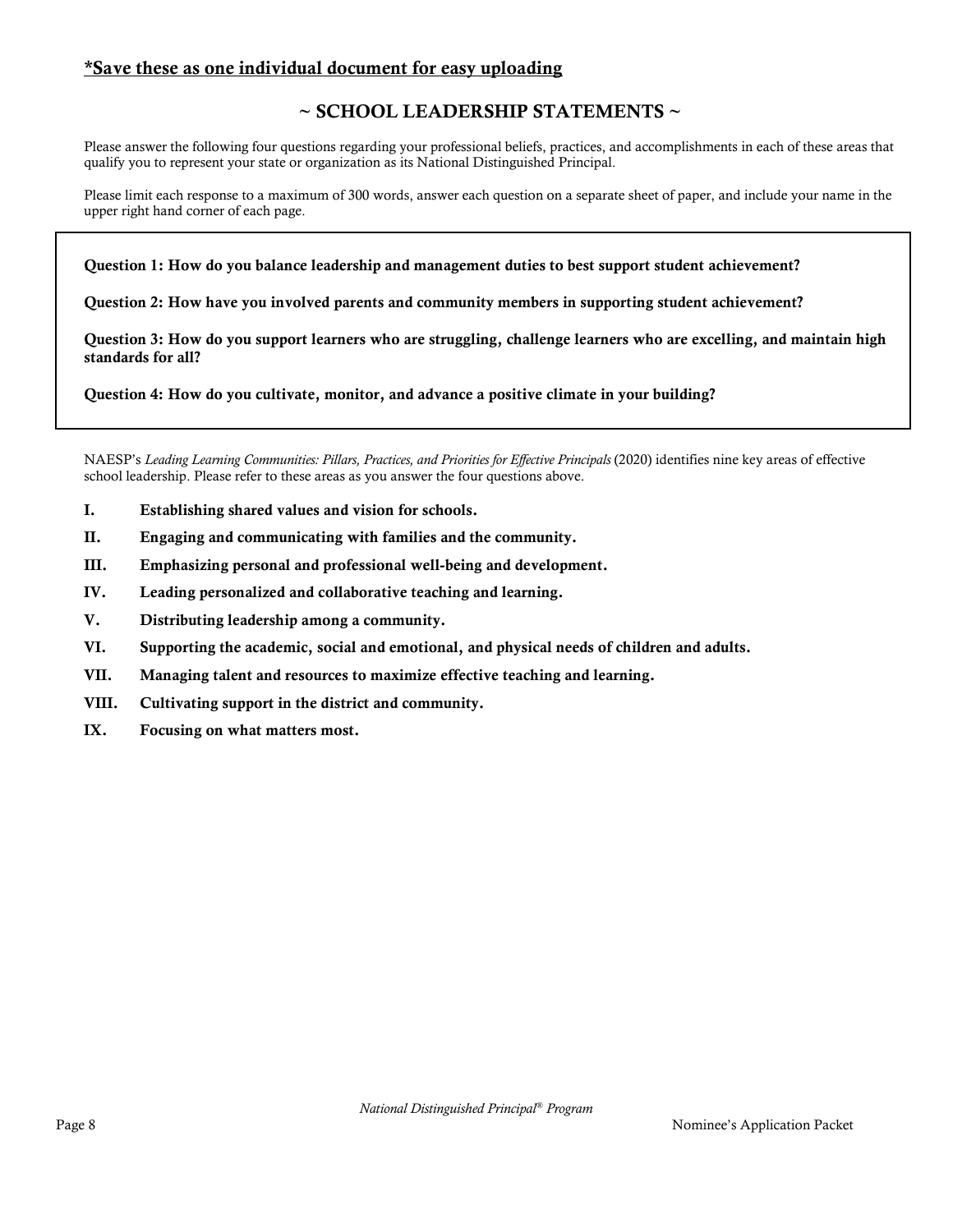**<u>*Save these as one individual document for easy uploading</u>**

## ~ SCHOOL LEADERSHIP STATEMENTS ~

Please answer the following four questions regarding your professional beliefs, practices, and accomplishments in each of these areas that qualify you to represent your state or organization as its National Distinguished Principal.

Please limit each response to a maximum of 300 words, answer each question on a separate sheet of paper, and include your name in the upper right hand corner of each page.

**Question 1: How do you balance leadership and management duties to best support student achievement?**

**Question 2: How have you involved parents and community members in supporting student achievement?**

**Question 3: How do you support learners who are struggling, challenge learners who are excelling, and maintain high standards for all?**

**Question 4: How do you cultivate, monitor, and advance a positive climate in your building?**

NAESP's *Leading Learning Communities: Pillars, Practices, and Priorities for Effective Principals* (2020) identifies nine key areas of effective school leadership. Please refer to these areas as you answer the four questions above.

- **I. Establishing shared values and vision for schools.**
- **II. Engaging and communicating with families and the community.**
- **III. Emphasizing personal and professional well-being and development.**
- **IV. Leading personalized and collaborative teaching and learning.**
- **V. Distributing leadership among a community.**
- **VI. Supporting the academic, social and emotional, and physical needs of children and adults.**
- **VII. Managing talent and resources to maximize effective teaching and learning.**
- **VIII. Cultivating support in the district and community.**
- **IX. Focusing on what matters most.**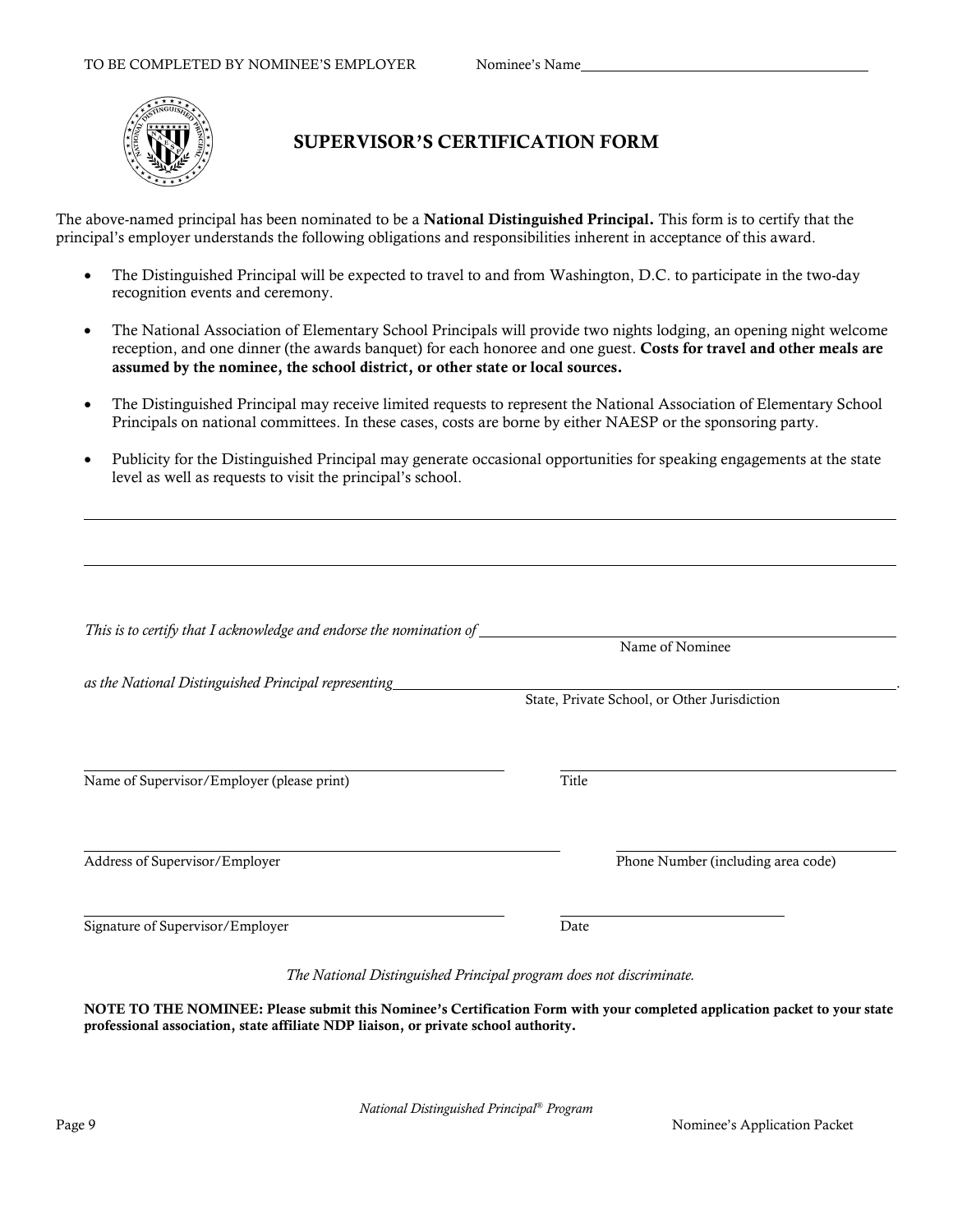TO BE COMPLETED BY NOMINEE'S EMPLOYER Nominee's Name____________________________________

# SUPERVISOR'S CERTIFICATION FORM

The above-named principal has been nominated to be a **National Distinguished Principal.** This form is to certify that the principal's employer understands the following obligations and responsibilities inherent in acceptance of this award.

- The Distinguished Principal will be expected to travel to and from Washington, D.C. to participate in the two-day recognition events and ceremony.
- The National Association of Elementary School Principals will provide two nights lodging, an opening night welcome reception, and one dinner (the awards banquet) for each honoree and one guest. **Costs for travel and other meals are assumed by the nominee, the school district, or other state or local sources.**
- The Distinguished Principal may receive limited requests to represent the National Association of Elementary School Principals on national committees. In these cases, costs are borne by either NAESP or the sponsoring party.
- Publicity for the Distinguished Principal may generate occasional opportunities for speaking engagements at the state level as well as requests to visit the principal's school.

---

---

*This is to certify that I acknowledge and endorse the nomination of* ____________________________________
Name of Nominee

*as the National Distinguished Principal representing* ____________________________________.
State, Private School, or Other Jurisdiction

____________________________________ ____________________________________
Name of Supervisor/Employer (please print) Title

____________________________________ ____________________________________
Address of Supervisor/Employer Phone Number (including area code)

____________________________________ ____________________________________
Signature of Supervisor/Employer Date

*The National Distinguished Principal program does not discriminate.*

**NOTE TO THE NOMINEE: Please submit this Nominee's Certification Form with your completed application packet to your state professional association, state affiliate NDP liaison, or private school authority.**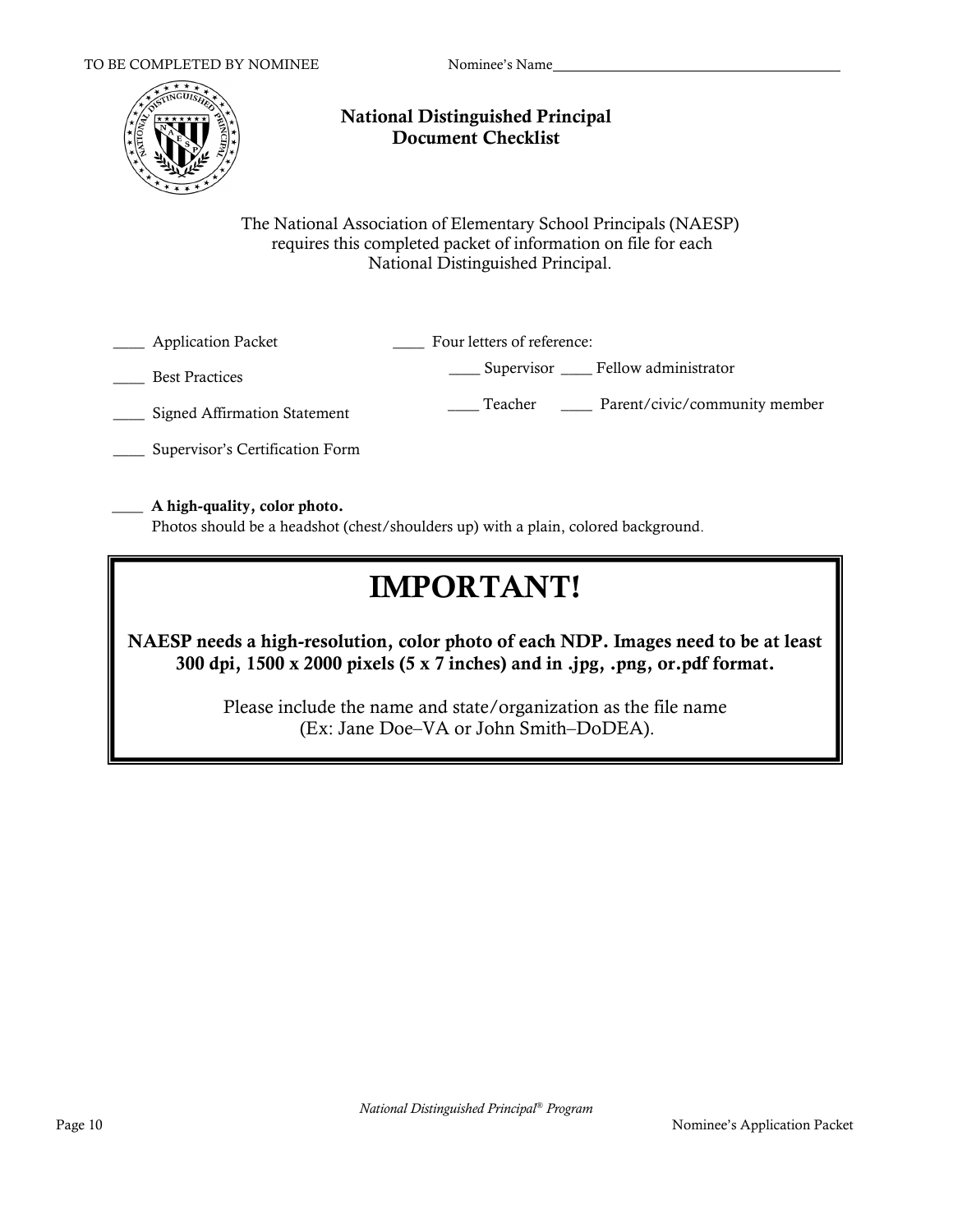TO BE COMPLETED BY NOMINEE

Nominee's Name\_\_\_\_\_\_\_\_\_\_\_\_\_\_\_\_\_\_\_\_\_\_\_\_\_\_\_\_\_\_\_\_\_\_\_\_\_\_\_\_

## National Distinguished Principal Document Checklist

The National Association of Elementary School Principals (NAESP) requires this completed packet of information on file for each National Distinguished Principal.

\_\_\_\_ Application Packet

\_\_\_\_ Best Practices

\_\_\_\_ Signed Affirmation Statement

\_\_\_\_ Supervisor's Certification Form

\_\_\_\_ Four letters of reference:

- \_\_\_\_ Supervisor \_\_\_\_ Fellow administrator
- \_\_\_\_ Teacher \_\_\_\_ Parent/civic/community member

\_\_\_\_ **A high-quality, color photo.**
Photos should be a headshot (chest/shoulders up) with a plain, colored background.

# IMPORTANT!

**NAESP needs a high-resolution, color photo of each NDP. Images need to be at least 300 dpi, 1500 x 2000 pixels (5 x 7 inches) and in .jpg, .png, or.pdf format.**

Please include the name and state/organization as the file name (Ex: Jane Doe–VA or John Smith–DoDEA).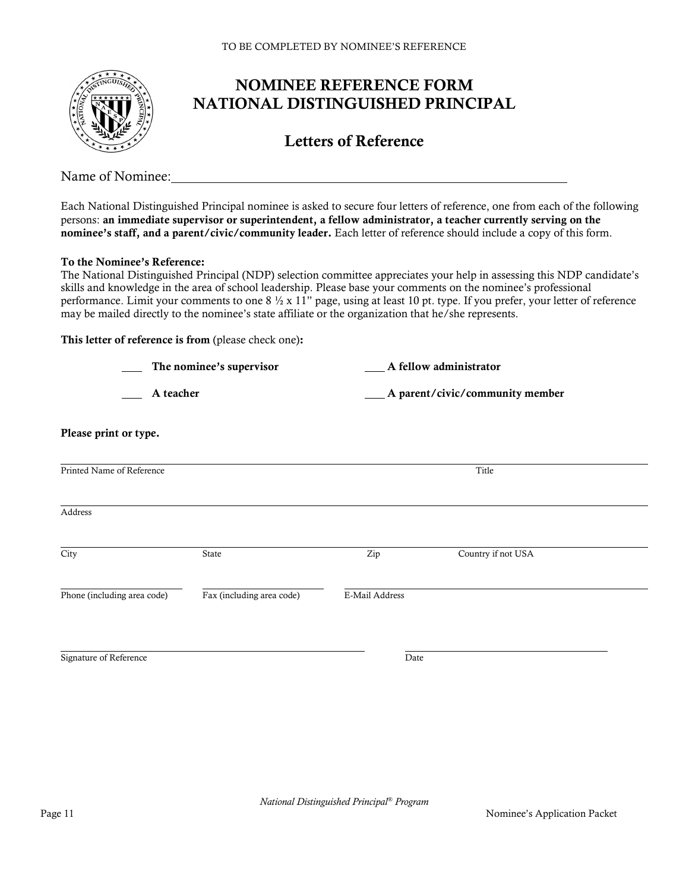TO BE COMPLETED BY NOMINEE'S REFERENCE

# NOMINEE REFERENCE FORM
# NATIONAL DISTINGUISHED PRINCIPAL

## Letters of Reference

Name of Nominee:\_\_\_\_\_\_\_\_\_\_\_\_\_\_\_\_\_\_\_\_\_\_\_\_\_\_\_\_\_\_\_\_\_\_\_\_\_\_\_\_\_\_\_\_\_\_\_\_\_\_

Each National Distinguished Principal nominee is asked to secure four letters of reference, one from each of the following persons: **an immediate supervisor or superintendent, a fellow administrator, a teacher currently serving on the nominee's staff, and a parent/civic/community leader.** Each letter of reference should include a copy of this form.

**To the Nominee's Reference:**
The National Distinguished Principal (NDP) selection committee appreciates your help in assessing this NDP candidate's skills and knowledge in the area of school leadership. Please base your comments on the nominee's professional performance. Limit your comments to one 8 ½ x 11" page, using at least 10 pt. type. If you prefer, your letter of reference may be mailed directly to the nominee's state affiliate or the organization that he/she represents.

**This letter of reference is from** (please check one)**:**

\_\_\_ **The nominee's supervisor** \_\_\_ **A fellow administrator**

\_\_\_ **A teacher** \_\_\_ **A parent/civic/community member**

**Please print or type.**

\_\_\_\_\_\_\_\_\_\_\_\_\_\_\_\_\_\_\_\_\_\_\_\_\_\_\_\_\_\_\_\_\_\_\_\_\_\_\_\_\_\_\_\_\_\_\_\_\_\_\_\_\_\_\_\_\_\_\_\_
Printed Name of Reference Title

\_\_\_\_\_\_\_\_\_\_\_\_\_\_\_\_\_\_\_\_\_\_\_\_\_\_\_\_\_\_\_\_\_\_\_\_\_\_\_\_\_\_\_\_\_\_\_\_\_\_\_\_\_\_\_\_\_\_\_\_
Address

\_\_\_\_\_\_\_\_\_\_\_\_\_\_\_\_\_\_\_\_\_\_\_\_\_\_\_\_\_\_\_\_\_\_\_\_\_\_\_\_\_\_\_\_\_\_\_\_\_\_\_\_\_\_\_\_\_\_\_\_
City State Zip Country if not USA

\_\_\_\_\_\_\_\_\_\_\_\_\_\_\_\_\_\_\_\_ \_\_\_\_\_\_\_\_\_\_\_\_\_\_\_\_\_\_\_\_ \_\_\_\_\_\_\_\_\_\_\_\_\_\_\_\_\_\_\_\_\_\_\_\_\_\_\_\_\_\_\_\_\_\_\_\_
Phone (including area code) Fax (including area code) E-Mail Address

\_\_\_\_\_\_\_\_\_\_\_\_\_\_\_\_\_\_\_\_\_\_\_\_\_\_\_\_\_\_\_\_\_\_\_\_\_\_\_\_ \_\_\_\_\_\_\_\_\_\_\_\_\_\_\_\_\_\_\_\_\_\_\_\_\_\_\_\_
Signature of Reference Date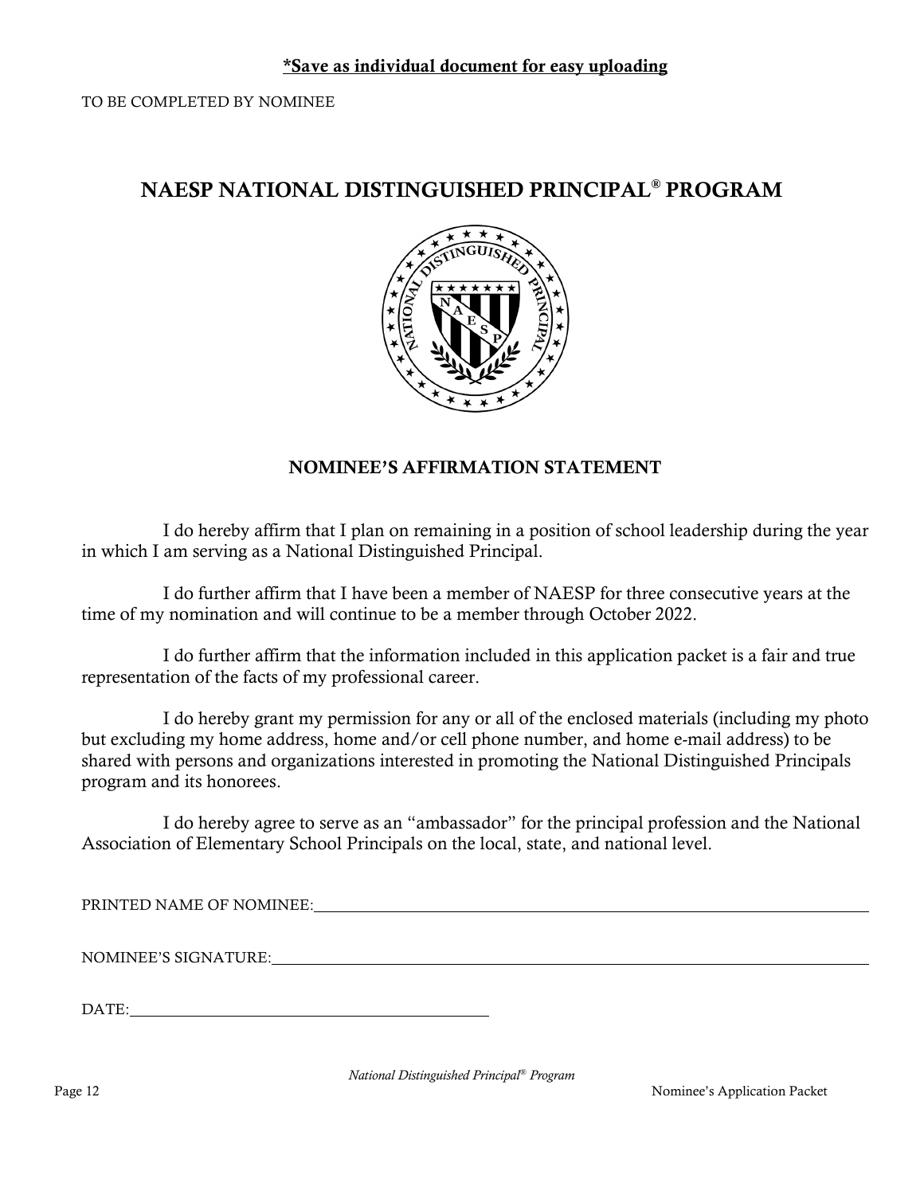**<u>*Save as individual document for easy uploading</u>**

TO BE COMPLETED BY NOMINEE

# NAESP NATIONAL DISTINGUISHED PRINCIPAL® PROGRAM

## NOMINEE'S AFFIRMATION STATEMENT

I do hereby affirm that I plan on remaining in a position of school leadership during the year in which I am serving as a National Distinguished Principal.

I do further affirm that I have been a member of NAESP for three consecutive years at the time of my nomination and will continue to be a member through October 2022.

I do further affirm that the information included in this application packet is a fair and true representation of the facts of my professional career.

I do hereby grant my permission for any or all of the enclosed materials (including my photo but excluding my home address, home and/or cell phone number, and home e-mail address) to be shared with persons and organizations interested in promoting the National Distinguished Principals program and its honorees.

I do hereby agree to serve as an "ambassador" for the principal profession and the National Association of Elementary School Principals on the local, state, and national level.

PRINTED NAME OF NOMINEE:\_\_\_\_\_\_\_\_\_\_\_\_\_\_\_\_\_\_\_\_\_\_\_\_\_\_\_\_\_\_\_\_\_\_\_\_\_\_\_\_

NOMINEE'S SIGNATURE:\_\_\_\_\_\_\_\_\_\_\_\_\_\_\_\_\_\_\_\_\_\_\_\_\_\_\_\_\_\_\_\_\_\_\_\_\_\_\_\_\_\_\_

DATE:\_\_\_\_\_\_\_\_\_\_\_\_\_\_\_\_\_\_\_\_\_\_\_\_\_\_\_\_